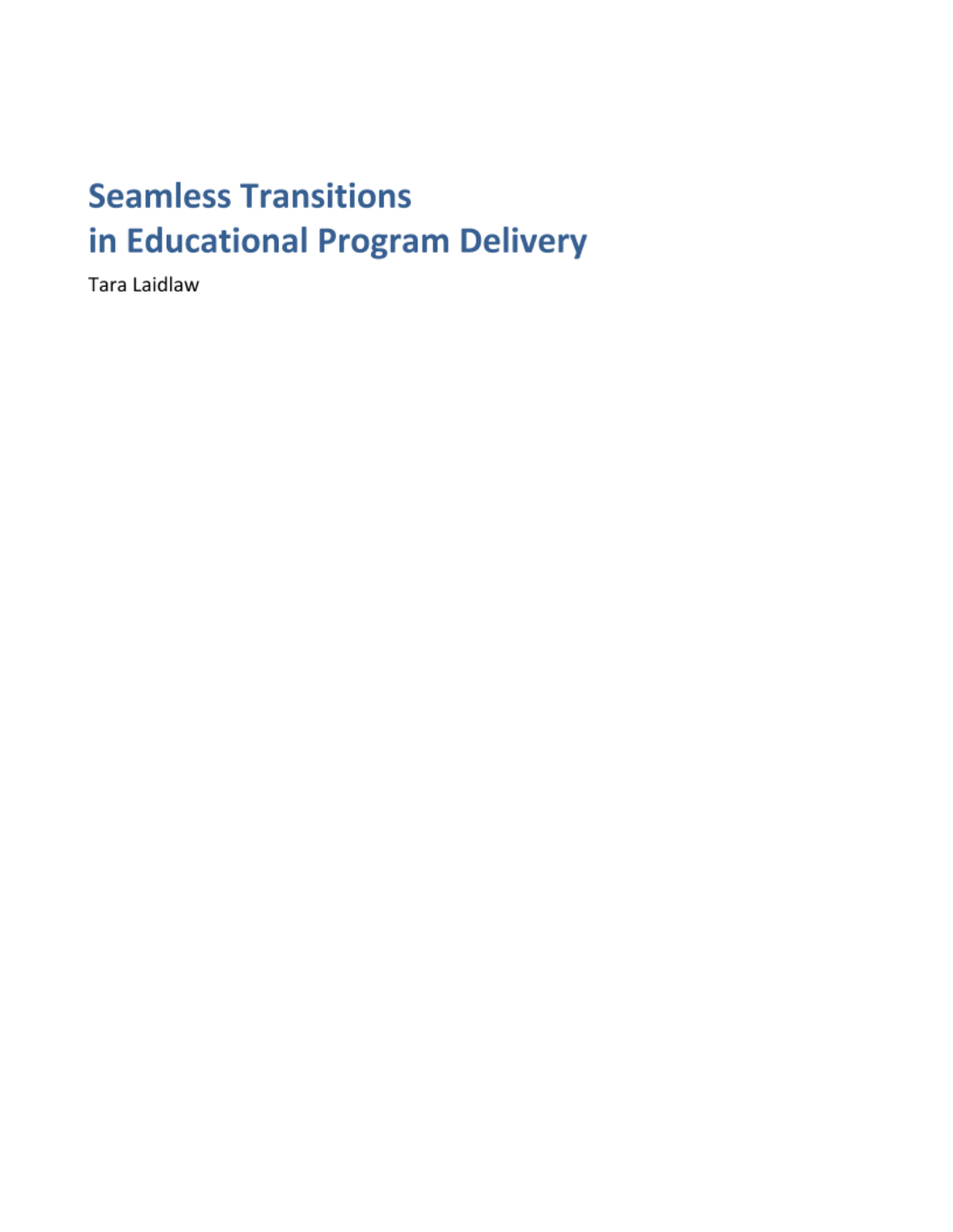# Seamless Transitions in Educational Program Delivery

Tara Laidlaw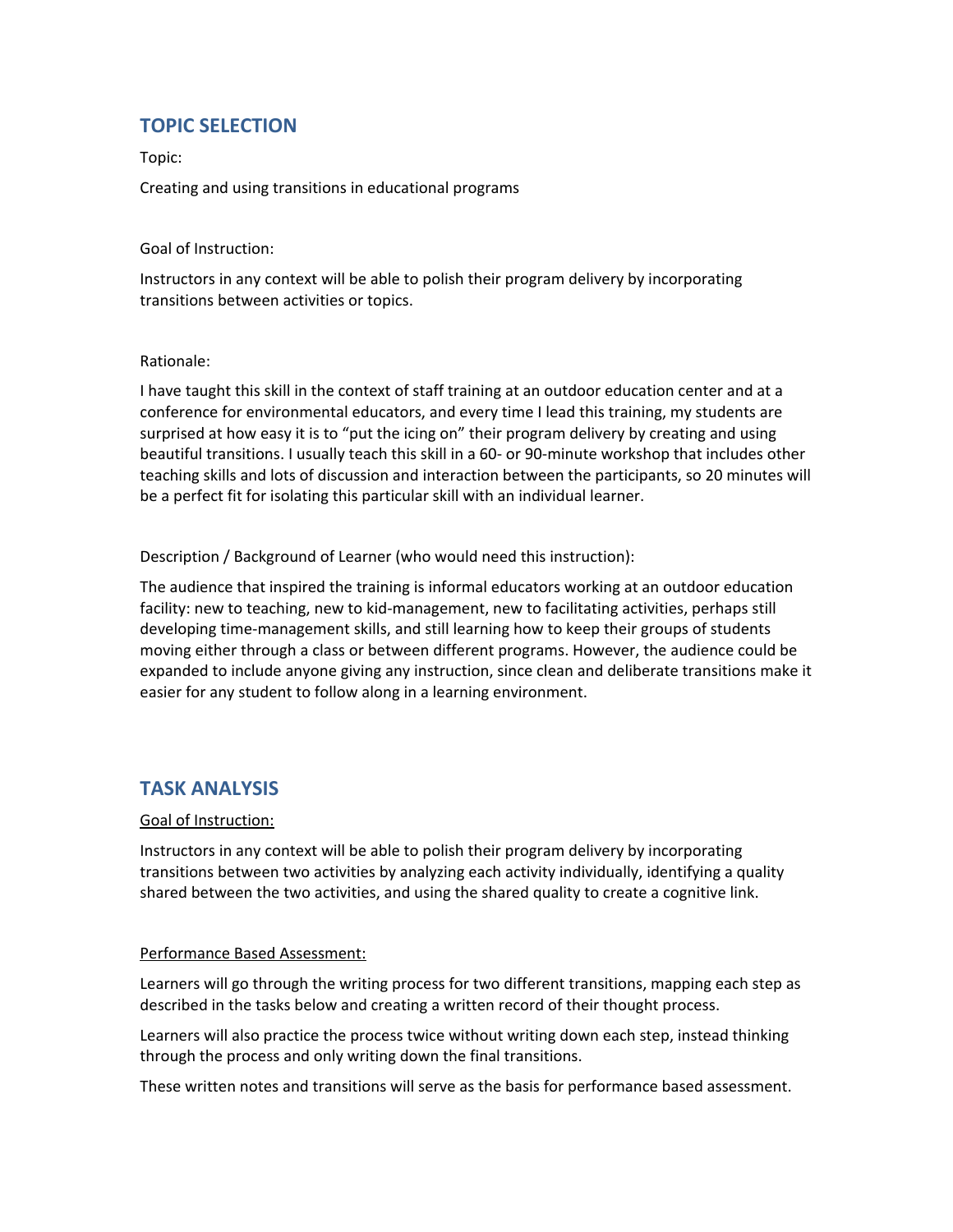## TOPIC SELECTION

Topic:

Creating and using transitions in educational programs

Goal of Instruction:

Instructors in any context will be able to polish their program delivery by incorporating transitions between activities or topics.

Rationale:

I have taught this skill in the context of staff training at an outdoor education center and at a conference for environmental educators, and every time I lead this training, my students are surprised at how easy it is to "put the icing on" their program delivery by creating and using beautiful transitions. I usually teach this skill in a 60- or 90-minute workshop that includes other teaching skills and lots of discussion and interaction between the participants, so 20 minutes will be a perfect fit for isolating this particular skill with an individual learner.

Description / Background of Learner (who would need this instruction):

The audience that inspired the training is informal educators working at an outdoor education facility: new to teaching, new to kid-management, new to facilitating activities, perhaps still developing time-management skills, and still learning how to keep their groups of students moving either through a class or between different programs. However, the audience could be expanded to include anyone giving any instruction, since clean and deliberate transitions make it easier for any student to follow along in a learning environment.

## TASK ANALYSIS

<u>Goal of Instruction:</u>

Instructors in any context will be able to polish their program delivery by incorporating transitions between two activities by analyzing each activity individually, identifying a quality shared between the two activities, and using the shared quality to create a cognitive link.

<u>Performance Based Assessment:</u>

Learners will go through the writing process for two different transitions, mapping each step as described in the tasks below and creating a written record of their thought process.

Learners will also practice the process twice without writing down each step, instead thinking through the process and only writing down the final transitions.

These written notes and transitions will serve as the basis for performance based assessment.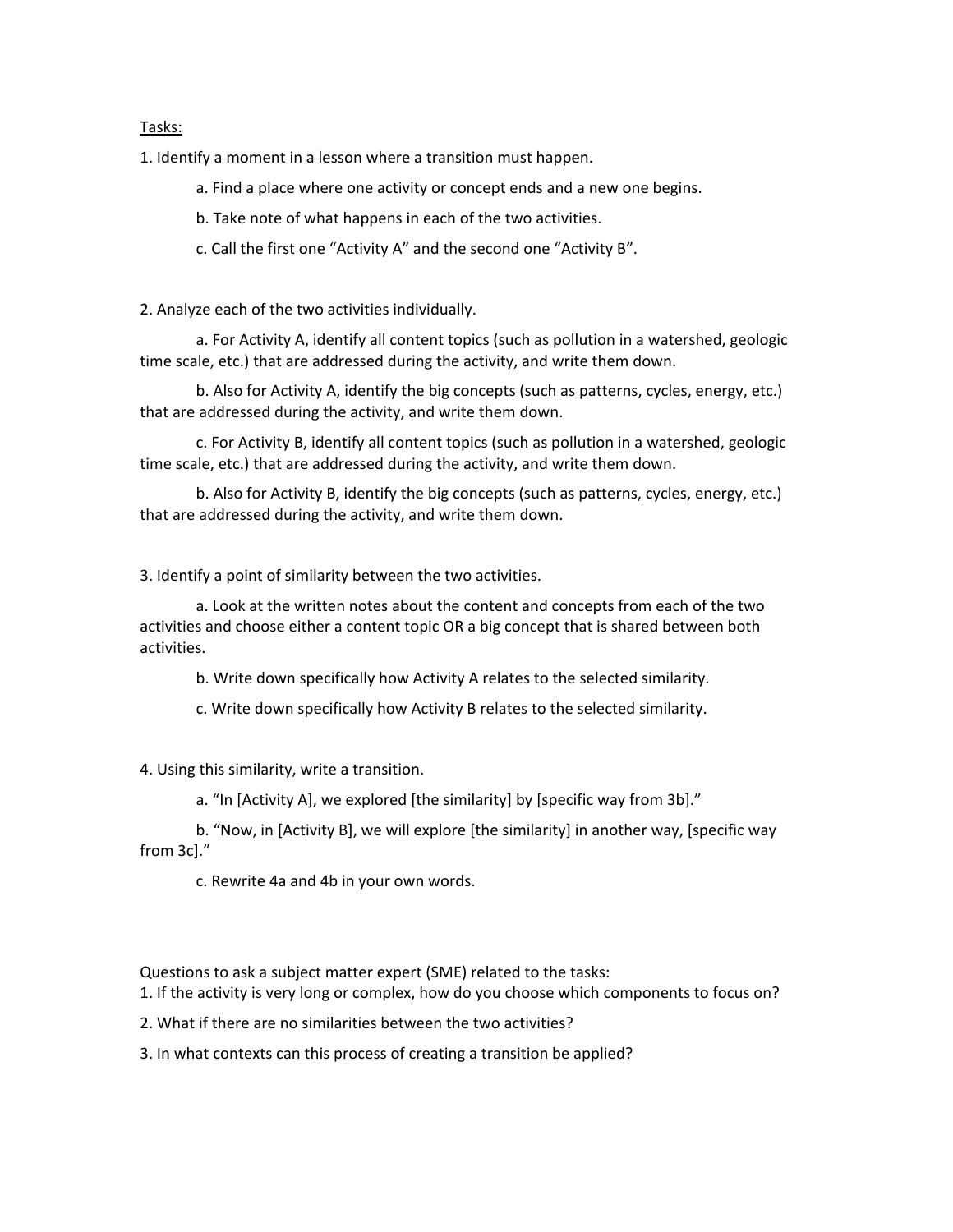Tasks:

1. Identify a moment in a lesson where a transition must happen.

    a. Find a place where one activity or concept ends and a new one begins.

    b. Take note of what happens in each of the two activities.

    c. Call the first one "Activity A" and the second one "Activity B".

2. Analyze each of the two activities individually.

    a. For Activity A, identify all content topics (such as pollution in a watershed, geologic time scale, etc.) that are addressed during the activity, and write them down.

    b. Also for Activity A, identify the big concepts (such as patterns, cycles, energy, etc.) that are addressed during the activity, and write them down.

    c. For Activity B, identify all content topics (such as pollution in a watershed, geologic time scale, etc.) that are addressed during the activity, and write them down.

    b. Also for Activity B, identify the big concepts (such as patterns, cycles, energy, etc.) that are addressed during the activity, and write them down.

3. Identify a point of similarity between the two activities.

    a. Look at the written notes about the content and concepts from each of the two activities and choose either a content topic OR a big concept that is shared between both activities.

    b. Write down specifically how Activity A relates to the selected similarity.

    c. Write down specifically how Activity B relates to the selected similarity.

4. Using this similarity, write a transition.

    a. "In [Activity A], we explored [the similarity] by [specific way from 3b]."

    b. "Now, in [Activity B], we will explore [the similarity] in another way, [specific way from 3c]."

    c. Rewrite 4a and 4b in your own words.

Questions to ask a subject matter expert (SME) related to the tasks:

1. If the activity is very long or complex, how do you choose which components to focus on?
2. What if there are no similarities between the two activities?
3. In what contexts can this process of creating a transition be applied?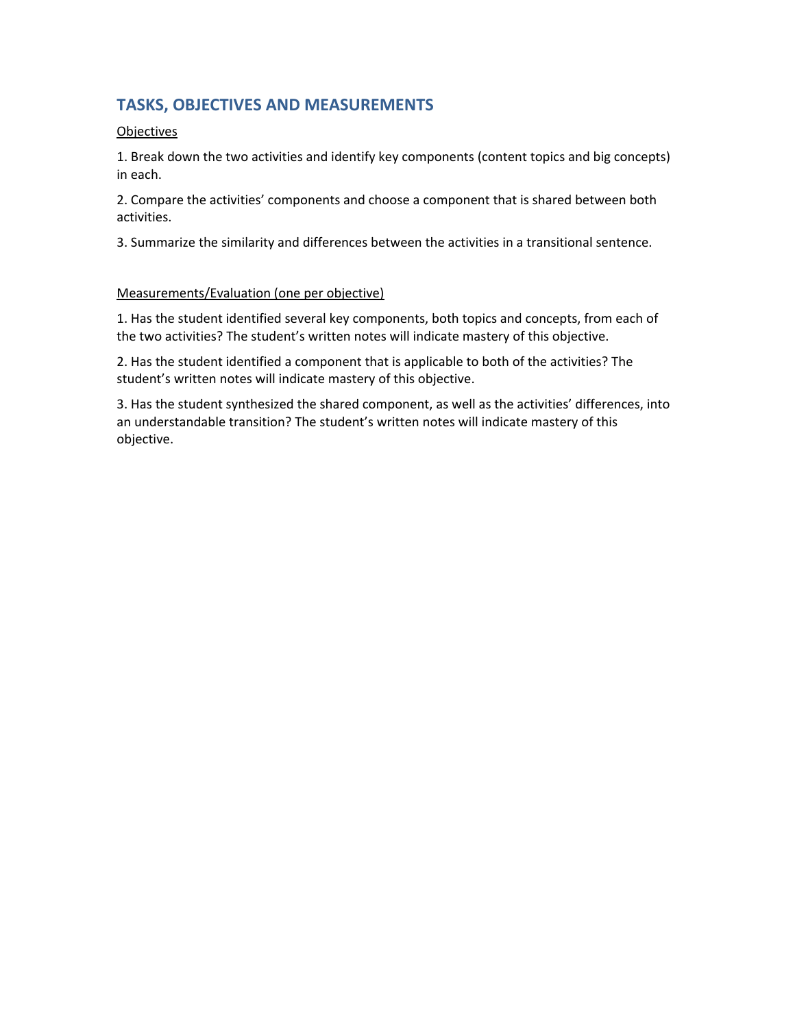## TASKS, OBJECTIVES AND MEASUREMENTS

Objectives

1. Break down the two activities and identify key components (content topics and big concepts) in each.

2. Compare the activities' components and choose a component that is shared between both activities.

3. Summarize the similarity and differences between the activities in a transitional sentence.

Measurements/Evaluation (one per objective)

1. Has the student identified several key components, both topics and concepts, from each of the two activities? The student's written notes will indicate mastery of this objective.

2. Has the student identified a component that is applicable to both of the activities? The student's written notes will indicate mastery of this objective.

3. Has the student synthesized the shared component, as well as the activities' differences, into an understandable transition? The student's written notes will indicate mastery of this objective.